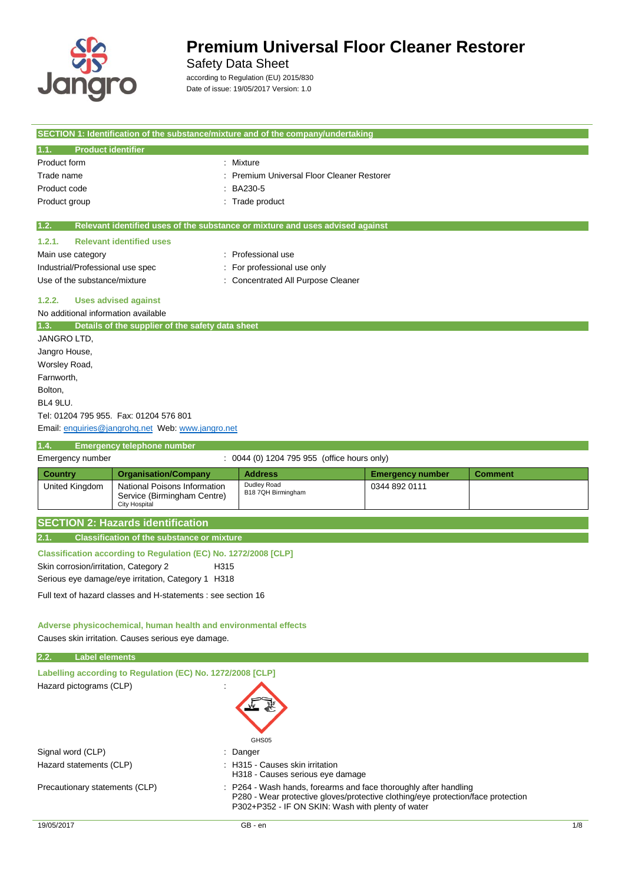# Premium Universal Floor Cleaner Restorer

Safety Data Sheet

according to Regulation (EU) 2015/830

Date of issue: 19/05/2017 Version: 1.0

## SECTION 1: Identification of the substance/mixture and of the company/undertaking

### 1.1. Product identifier

| | |
|---|---|
| Product form | : Mixture |
| Trade name | : Premium Universal Floor Cleaner Restorer |
| Product code | : BA230-5 |
| Product group | : Trade product |

### 1.2. Relevant identified uses of the substance or mixture and uses advised against

#### 1.2.1. Relevant identified uses

| | |
|---|---|
| Main use category | : Professional use |
| Industrial/Professional use spec | : For professional use only |
| Use of the substance/mixture | : Concentrated All Purpose Cleaner |

#### 1.2.2. Uses advised against

No additional information available

### 1.3. Details of the supplier of the safety data sheet

JANGRO LTD,
Jangro House,
Worsley Road,
Farnworth,
Bolton,
BL4 9LU.

Tel: 01204 795 955. Fax: 01204 576 801

Email: enquiries@jangrohq.net Web: www.jangro.net

### 1.4. Emergency telephone number

Emergency number : 0044 (0) 1204 795 955 (office hours only)

| Country | Organisation/Company | Address | Emergency number | Comment |
|---|---|---|---|---|
| United Kingdom | National Poisons Information Service (Birmingham Centre) City Hospital | Dudley Road B18 7QH Birmingham | 0344 892 0111 | |

## SECTION 2: Hazards identification

### 2.1. Classification of the substance or mixture

**Classification according to Regulation (EC) No. 1272/2008 [CLP]**

| | |
|---|---|
| Skin corrosion/irritation, Category 2 | H315 |
| Serious eye damage/eye irritation, Category 1 | H318 |

Full text of hazard classes and H-statements : see section 16

**Adverse physicochemical, human health and environmental effects**

Causes skin irritation. Causes serious eye damage.

### 2.2. Label elements

**Labelling according to Regulation (EC) No. 1272/2008 [CLP]**

Hazard pictograms (CLP) :

GHS05

| | |
|---|---|
| Signal word (CLP) | : Danger |
| Hazard statements (CLP) | : H315 - Causes skin irritation<br>H318 - Causes serious eye damage |
| Precautionary statements (CLP) | : P264 - Wash hands, forearms and face thoroughly after handling<br>P280 - Wear protective gloves/protective clothing/eye protection/face protection<br>P302+P352 - IF ON SKIN: Wash with plenty of water |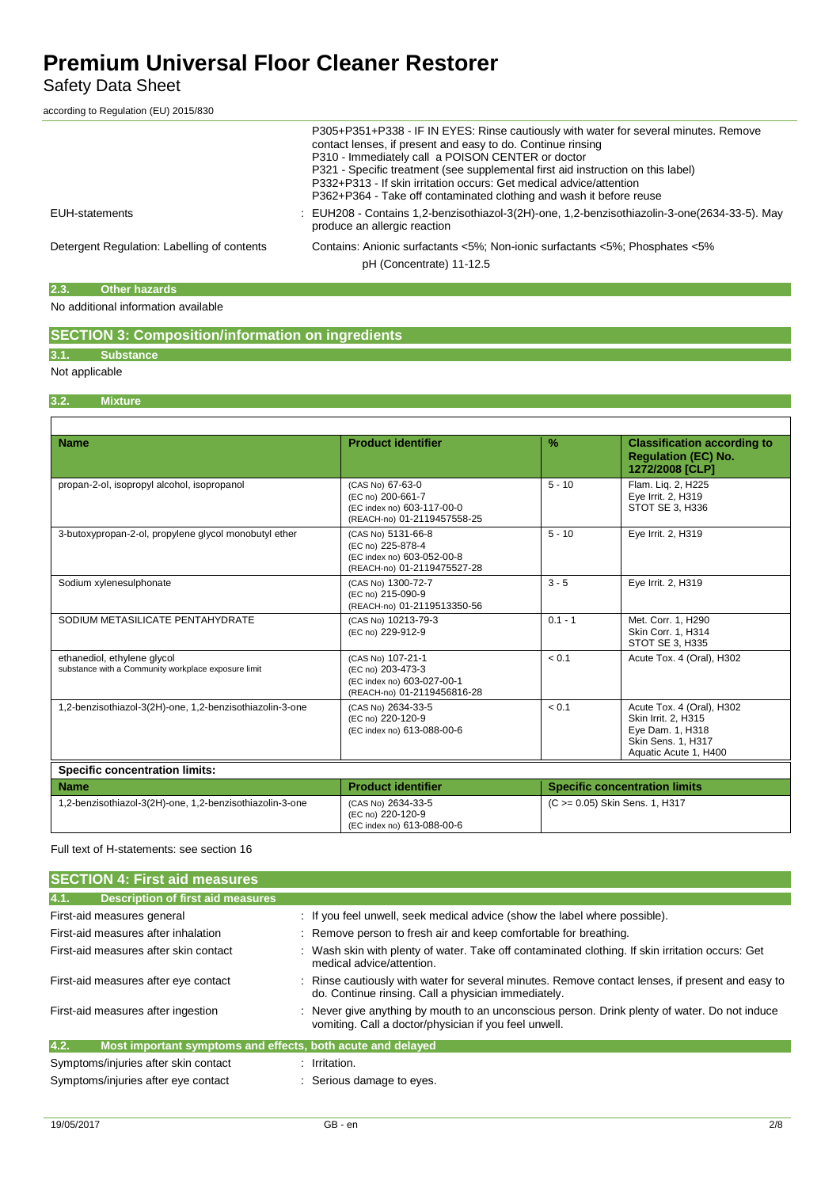| | |
|---|---|
| | P305+P351+P338 - IF IN EYES: Rinse cautiously with water for several minutes. Remove contact lenses, if present and easy to do. Continue rinsing<br>P310 - Immediately call a POISON CENTER or doctor<br>P321 - Specific treatment (see supplemental first aid instruction on this label)<br>P332+P313 - If skin irritation occurs: Get medical advice/attention<br>P362+P364 - Take off contaminated clothing and wash it before reuse |
| EUH-statements | : EUH208 - Contains 1,2-benzisothiazol-3(2H)-one, 1,2-benzisothiazolin-3-one(2634-33-5). May produce an allergic reaction |
| Detergent Regulation: Labelling of contents | Contains: Anionic surfactants <5%; Non-ionic surfactants <5%; Phosphates <5%<br>pH (Concentrate) 11-12.5 |

### 2.3. Other hazards

No additional information available

## SECTION 3: Composition/information on ingredients

### 3.1. Substance

Not applicable

### 3.2. Mixture

| Name | Product identifier | % | Classification according to Regulation (EC) No. 1272/2008 [CLP] |
|---|---|---|---|
| propan-2-ol, isopropyl alcohol, isopropanol | (CAS No) 67-63-0<br>(EC no) 200-661-7<br>(EC index no) 603-117-00-0<br>(REACH-no) 01-2119457558-25 | 5 - 10 | Flam. Liq. 2, H225<br>Eye Irrit. 2, H319<br>STOT SE 3, H336 |
| 3-butoxypropan-2-ol, propylene glycol monobutyl ether | (CAS No) 5131-66-8<br>(EC no) 225-878-4<br>(EC index no) 603-052-00-8<br>(REACH-no) 01-2119475527-28 | 5 - 10 | Eye Irrit. 2, H319 |
| Sodium xylenesulphonate | (CAS No) 1300-72-7<br>(EC no) 215-090-9<br>(REACH-no) 01-2119513350-56 | 3 - 5 | Eye Irrit. 2, H319 |
| SODIUM METASILICATE PENTAHYDRATE | (CAS No) 10213-79-3<br>(EC no) 229-912-9 | 0.1 - 1 | Met. Corr. 1, H290<br>Skin Corr. 1, H314<br>STOT SE 3, H335 |
| ethanediol, ethylene glycol<br>substance with a Community workplace exposure limit | (CAS No) 107-21-1<br>(EC no) 203-473-3<br>(EC index no) 603-027-00-1<br>(REACH-no) 01-2119456816-28 | < 0.1 | Acute Tox. 4 (Oral), H302 |
| 1,2-benzisothiazol-3(2H)-one, 1,2-benzisothiazolin-3-one | (CAS No) 2634-33-5<br>(EC no) 220-120-9<br>(EC index no) 613-088-00-6 | < 0.1 | Acute Tox. 4 (Oral), H302<br>Skin Irrit. 2, H315<br>Eye Dam. 1, H318<br>Skin Sens. 1, H317<br>Aquatic Acute 1, H400 |

**Specific concentration limits:**

| Name | Product identifier | Specific concentration limits |
|---|---|---|
| 1,2-benzisothiazol-3(2H)-one, 1,2-benzisothiazolin-3-one | (CAS No) 2634-33-5<br>(EC no) 220-120-9<br>(EC index no) 613-088-00-6 | (C >= 0.05) Skin Sens. 1, H317 |

Full text of H-statements: see section 16

## SECTION 4: First aid measures

### 4.1. Description of first aid measures

| | |
|---|---|
| First-aid measures general | : If you feel unwell, seek medical advice (show the label where possible). |
| First-aid measures after inhalation | : Remove person to fresh air and keep comfortable for breathing. |
| First-aid measures after skin contact | : Wash skin with plenty of water. Take off contaminated clothing. If skin irritation occurs: Get medical advice/attention. |
| First-aid measures after eye contact | : Rinse cautiously with water for several minutes. Remove contact lenses, if present and easy to do. Continue rinsing. Call a physician immediately. |
| First-aid measures after ingestion | : Never give anything by mouth to an unconscious person. Drink plenty of water. Do not induce vomiting. Call a doctor/physician if you feel unwell. |

### 4.2. Most important symptoms and effects, both acute and delayed

| | |
|---|---|
| Symptoms/injuries after skin contact | : Irritation. |
| Symptoms/injuries after eye contact | : Serious damage to eyes. |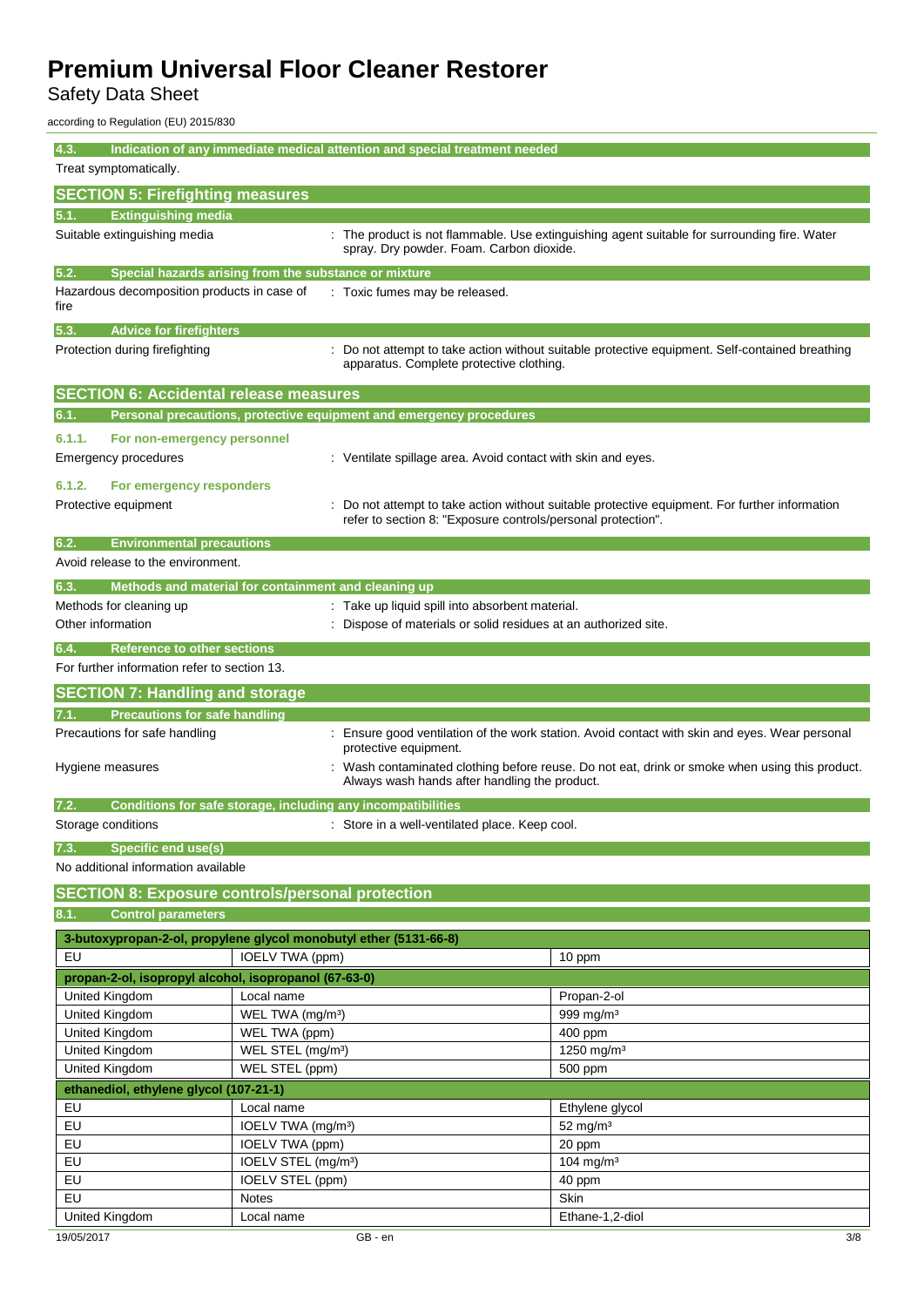### 4.3. Indication of any immediate medical attention and special treatment needed

Treat symptomatically.

## SECTION 5: Firefighting measures

### 5.1. Extinguishing media

Suitable extinguishing media : The product is not flammable. Use extinguishing agent suitable for surrounding fire. Water spray. Dry powder. Foam. Carbon dioxide.

### 5.2. Special hazards arising from the substance or mixture

Hazardous decomposition products in case of fire : Toxic fumes may be released.

### 5.3. Advice for firefighters

Protection during firefighting : Do not attempt to take action without suitable protective equipment. Self-contained breathing apparatus. Complete protective clothing.

## SECTION 6: Accidental release measures

### 6.1. Personal precautions, protective equipment and emergency procedures

#### 6.1.1. For non-emergency personnel

Emergency procedures : Ventilate spillage area. Avoid contact with skin and eyes.

#### 6.1.2. For emergency responders

Protective equipment : Do not attempt to take action without suitable protective equipment. For further information refer to section 8: "Exposure controls/personal protection".

### 6.2. Environmental precautions

Avoid release to the environment.

### 6.3. Methods and material for containment and cleaning up

Methods for cleaning up : Take up liquid spill into absorbent material.

Other information : Dispose of materials or solid residues at an authorized site.

### 6.4. Reference to other sections

For further information refer to section 13.

## SECTION 7: Handling and storage

### 7.1. Precautions for safe handling

Precautions for safe handling : Ensure good ventilation of the work station. Avoid contact with skin and eyes. Wear personal protective equipment.

Hygiene measures : Wash contaminated clothing before reuse. Do not eat, drink or smoke when using this product. Always wash hands after handling the product.

### 7.2. Conditions for safe storage, including any incompatibilities

Storage conditions : Store in a well-ventilated place. Keep cool.

### 7.3. Specific end use(s)

No additional information available

## SECTION 8: Exposure controls/personal protection

### 8.1. Control parameters

| 3-butoxypropan-2-ol, propylene glycol monobutyl ether (5131-66-8) | | |
|---|---|---|
| EU | IOELV TWA (ppm) | 10 ppm |
| **propan-2-ol, isopropyl alcohol, isopropanol (67-63-0)** | | |
| United Kingdom | Local name | Propan-2-ol |
| United Kingdom | WEL TWA (mg/m³) | 999 mg/m³ |
| United Kingdom | WEL TWA (ppm) | 400 ppm |
| United Kingdom | WEL STEL (mg/m³) | 1250 mg/m³ |
| United Kingdom | WEL STEL (ppm) | 500 ppm |
| **ethanediol, ethylene glycol (107-21-1)** | | |
| EU | Local name | Ethylene glycol |
| EU | IOELV TWA (mg/m³) | 52 mg/m³ |
| EU | IOELV TWA (ppm) | 20 ppm |
| EU | IOELV STEL (mg/m³) | 104 mg/m³ |
| EU | IOELV STEL (ppm) | 40 ppm |
| EU | Notes | Skin |
| United Kingdom | Local name | Ethane-1,2-diol |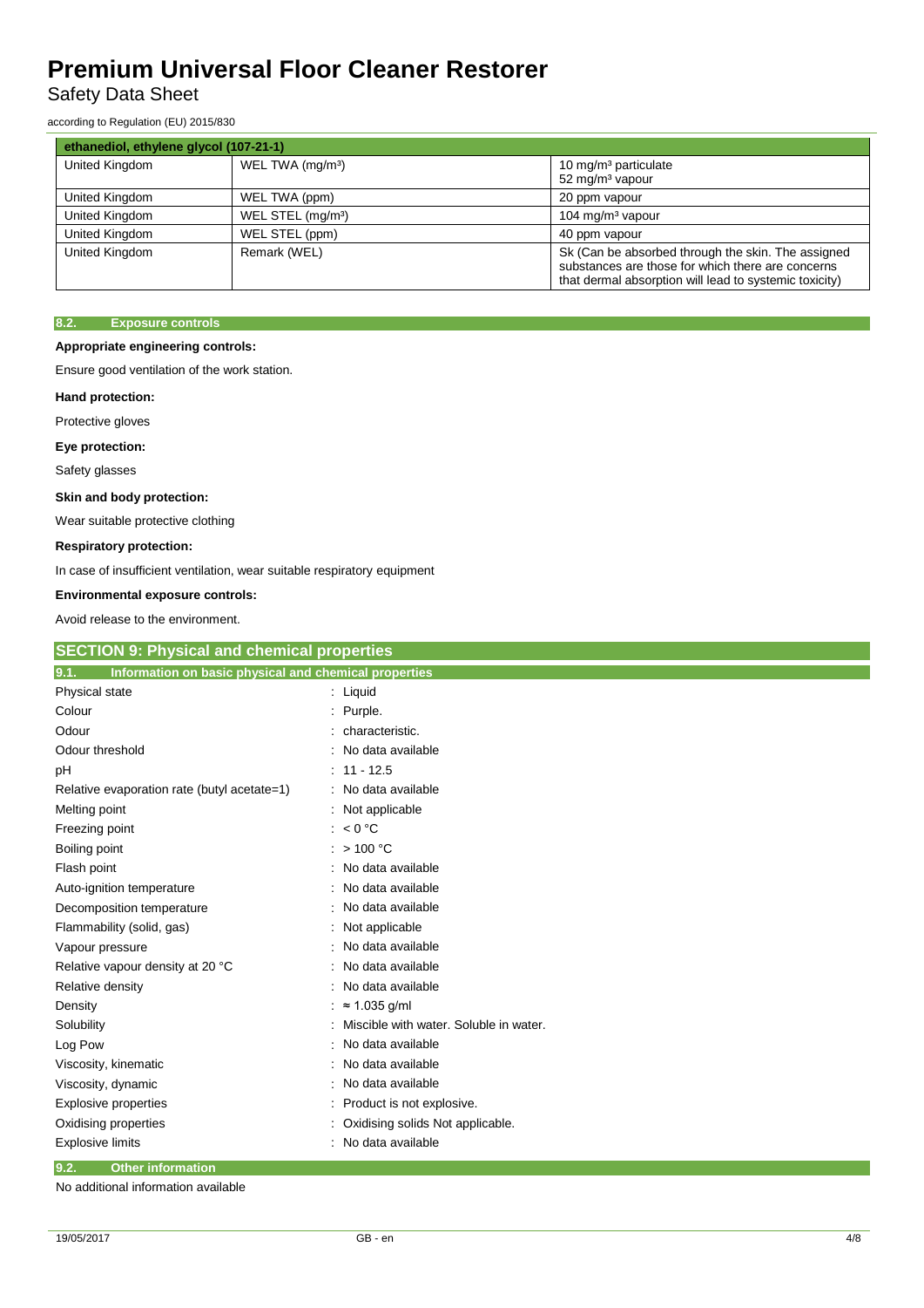| ethanediol, ethylene glycol (107-21-1) | | |
|---|---|---|
| United Kingdom | WEL TWA (mg/m³) | 10 mg/m³ particulate<br>52 mg/m³ vapour |
| United Kingdom | WEL TWA (ppm) | 20 ppm vapour |
| United Kingdom | WEL STEL (mg/m³) | 104 mg/m³ vapour |
| United Kingdom | WEL STEL (ppm) | 40 ppm vapour |
| United Kingdom | Remark (WEL) | Sk (Can be absorbed through the skin. The assigned substances are those for which there are concerns that dermal absorption will lead to systemic toxicity) |

### 8.2. Exposure controls

**Appropriate engineering controls:**

Ensure good ventilation of the work station.

**Hand protection:**

Protective gloves

**Eye protection:**

Safety glasses

**Skin and body protection:**

Wear suitable protective clothing

**Respiratory protection:**

In case of insufficient ventilation, wear suitable respiratory equipment

**Environmental exposure controls:**

Avoid release to the environment.

## SECTION 9: Physical and chemical properties

### 9.1. Information on basic physical and chemical properties

| Property | Value |
|---|---|
| Physical state | Liquid |
| Colour | Purple. |
| Odour | characteristic. |
| Odour threshold | No data available |
| pH | 11 - 12.5 |
| Relative evaporation rate (butyl acetate=1) | No data available |
| Melting point | Not applicable |
| Freezing point | < 0 °C |
| Boiling point | > 100 °C |
| Flash point | No data available |
| Auto-ignition temperature | No data available |
| Decomposition temperature | No data available |
| Flammability (solid, gas) | Not applicable |
| Vapour pressure | No data available |
| Relative vapour density at 20 °C | No data available |
| Relative density | No data available |
| Density | ≈ 1.035 g/ml |
| Solubility | Miscible with water. Soluble in water. |
| Log Pow | No data available |
| Viscosity, kinematic | No data available |
| Viscosity, dynamic | No data available |
| Explosive properties | Product is not explosive. |
| Oxidising properties | Oxidising solids Not applicable. |
| Explosive limits | No data available |

### 9.2. Other information

No additional information available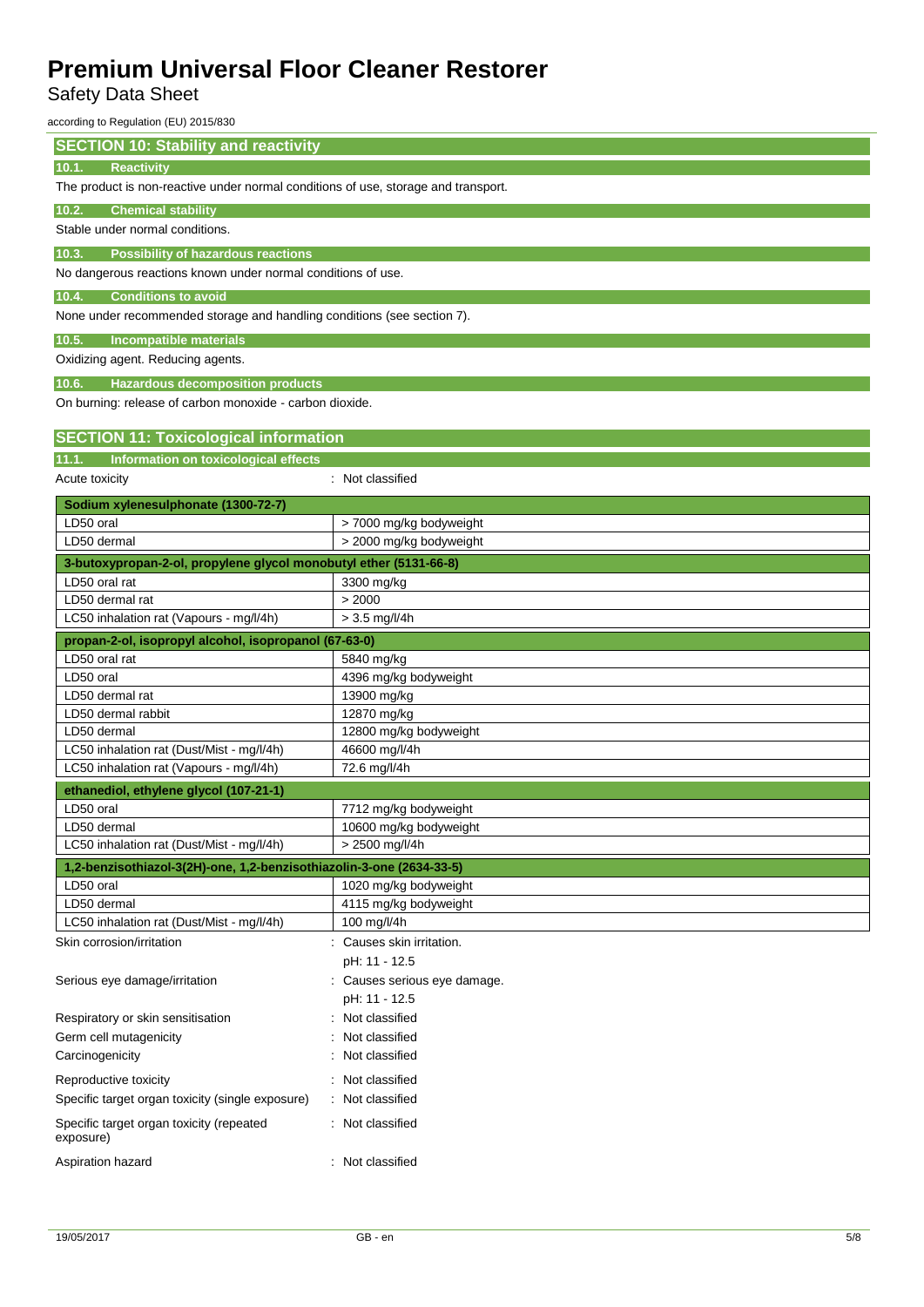## SECTION 10: Stability and reactivity

### 10.1. Reactivity

The product is non-reactive under normal conditions of use, storage and transport.

### 10.2. Chemical stability

Stable under normal conditions.

### 10.3. Possibility of hazardous reactions

No dangerous reactions known under normal conditions of use.

### 10.4. Conditions to avoid

None under recommended storage and handling conditions (see section 7).

### 10.5. Incompatible materials

Oxidizing agent. Reducing agents.

### 10.6. Hazardous decomposition products

On burning: release of carbon monoxide - carbon dioxide.

## SECTION 11: Toxicological information

### 11.1. Information on toxicological effects

Acute toxicity : Not classified

| **Sodium xylenesulphonate (1300-72-7)** | |
|---|---|
| LD50 oral | > 7000 mg/kg bodyweight |
| LD50 dermal | > 2000 mg/kg bodyweight |
| **3-butoxypropan-2-ol, propylene glycol monobutyl ether (5131-66-8)** | |
| LD50 oral rat | 3300 mg/kg |
| LD50 dermal rat | > 2000 |
| LC50 inhalation rat (Vapours - mg/l/4h) | > 3.5 mg/l/4h |
| **propan-2-ol, isopropyl alcohol, isopropanol (67-63-0)** | |
| LD50 oral rat | 5840 mg/kg |
| LD50 oral | 4396 mg/kg bodyweight |
| LD50 dermal rat | 13900 mg/kg |
| LD50 dermal rabbit | 12870 mg/kg |
| LD50 dermal | 12800 mg/kg bodyweight |
| LC50 inhalation rat (Dust/Mist - mg/l/4h) | 46600 mg/l/4h |
| LC50 inhalation rat (Vapours - mg/l/4h) | 72.6 mg/l/4h |
| **ethanediol, ethylene glycol (107-21-1)** | |
| LD50 oral | 7712 mg/kg bodyweight |
| LD50 dermal | 10600 mg/kg bodyweight |
| LC50 inhalation rat (Dust/Mist - mg/l/4h) | > 2500 mg/l/4h |
| **1,2-benzisothiazol-3(2H)-one, 1,2-benzisothiazolin-3-one (2634-33-5)** | |
| LD50 oral | 1020 mg/kg bodyweight |
| LD50 dermal | 4115 mg/kg bodyweight |
| LC50 inhalation rat (Dust/Mist - mg/l/4h) | 100 mg/l/4h |

Skin corrosion/irritation : Causes skin irritation.
pH: 11 - 12.5

Serious eye damage/irritation : Causes serious eye damage.
pH: 11 - 12.5

Respiratory or skin sensitisation : Not classified

Germ cell mutagenicity : Not classified

Carcinogenicity : Not classified

Reproductive toxicity : Not classified

Specific target organ toxicity (single exposure) : Not classified

Specific target organ toxicity (repeated exposure) : Not classified

Aspiration hazard : Not classified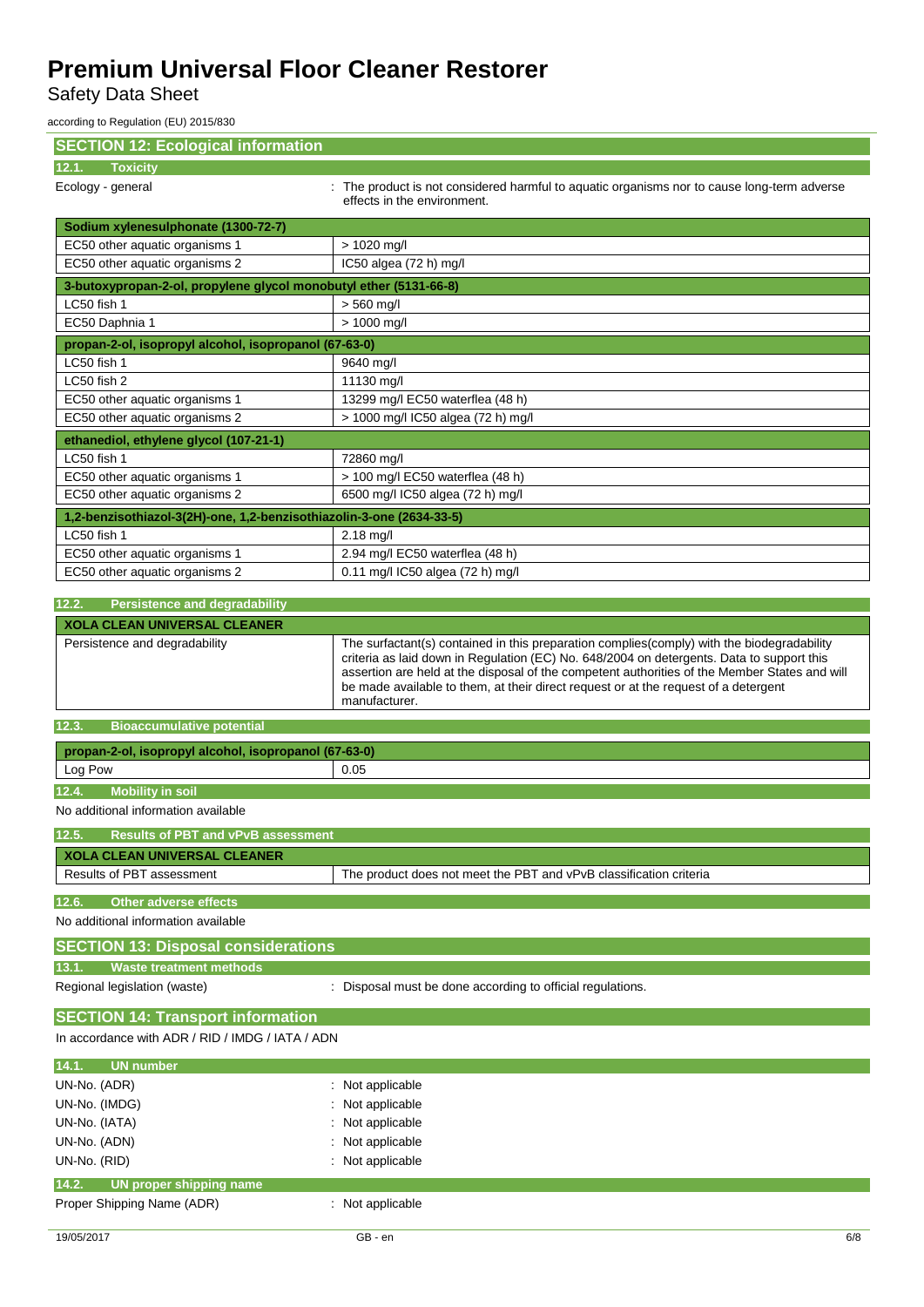## SECTION 12: Ecological information

### 12.1. Toxicity

Ecology - general : The product is not considered harmful to aquatic organisms nor to cause long-term adverse effects in the environment.

| Sodium xylenesulphonate (1300-72-7) | |
|---|---|
| EC50 other aquatic organisms 1 | > 1020 mg/l |
| EC50 other aquatic organisms 2 | IC50 algea (72 h) mg/l |
| **3-butoxypropan-2-ol, propylene glycol monobutyl ether (5131-66-8)** | |
| LC50 fish 1 | > 560 mg/l |
| EC50 Daphnia 1 | > 1000 mg/l |
| **propan-2-ol, isopropyl alcohol, isopropanol (67-63-0)** | |
| LC50 fish 1 | 9640 mg/l |
| LC50 fish 2 | 11130 mg/l |
| EC50 other aquatic organisms 1 | 13299 mg/l EC50 waterflea (48 h) |
| EC50 other aquatic organisms 2 | > 1000 mg/l IC50 algea (72 h) mg/l |
| **ethanediol, ethylene glycol (107-21-1)** | |
| LC50 fish 1 | 72860 mg/l |
| EC50 other aquatic organisms 1 | > 100 mg/l EC50 waterflea (48 h) |
| EC50 other aquatic organisms 2 | 6500 mg/l IC50 algea (72 h) mg/l |
| **1,2-benzisothiazol-3(2H)-one, 1,2-benzisothiazolin-3-one (2634-33-5)** | |
| LC50 fish 1 | 2.18 mg/l |
| EC50 other aquatic organisms 1 | 2.94 mg/l EC50 waterflea (48 h) |
| EC50 other aquatic organisms 2 | 0.11 mg/l IC50 algea (72 h) mg/l |

### 12.2. Persistence and degradability

| XOLA CLEAN UNIVERSAL CLEANER | |
|---|---|
| Persistence and degradability | The surfactant(s) contained in this preparation complies(comply) with the biodegradability criteria as laid down in Regulation (EC) No. 648/2004 on detergents. Data to support this assertion are held at the disposal of the competent authorities of the Member States and will be made available to them, at their direct request or at the request of a detergent manufacturer. |

### 12.3. Bioaccumulative potential

| propan-2-ol, isopropyl alcohol, isopropanol (67-63-0) | |
|---|---|
| Log Pow | 0.05 |

### 12.4. Mobility in soil

No additional information available

### 12.5. Results of PBT and vPvB assessment

| XOLA CLEAN UNIVERSAL CLEANER | |
|---|---|
| Results of PBT assessment | The product does not meet the PBT and vPvB classification criteria |

### 12.6. Other adverse effects

No additional information available

## SECTION 13: Disposal considerations

### 13.1. Waste treatment methods

Regional legislation (waste) : Disposal must be done according to official regulations.

## SECTION 14: Transport information

In accordance with ADR / RID / IMDG / IATA / ADN

### 14.1. UN number

UN-No. (ADR) : Not applicable

UN-No. (IMDG) : Not applicable

UN-No. (IATA) : Not applicable

UN-No. (ADN) : Not applicable

UN-No. (RID) : Not applicable

### 14.2. UN proper shipping name

Proper Shipping Name (ADR) : Not applicable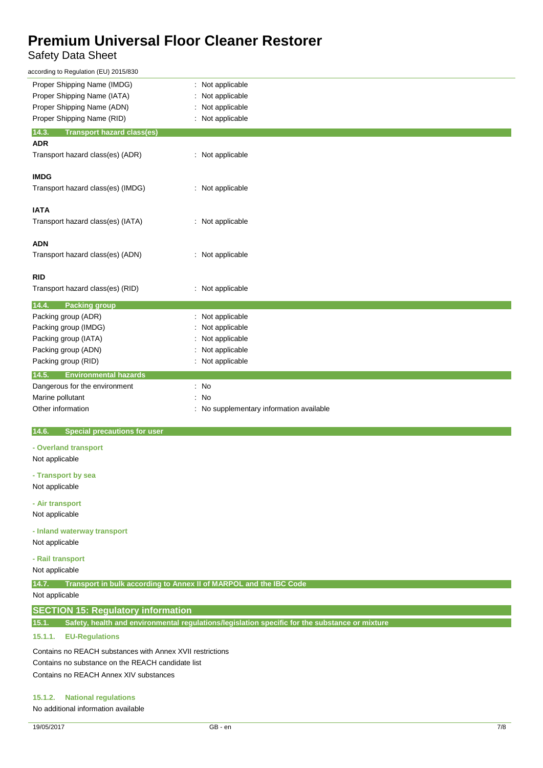| | |
|---|---|
| Proper Shipping Name (IMDG) | : Not applicable |
| Proper Shipping Name (IATA) | : Not applicable |
| Proper Shipping Name (ADN) | : Not applicable |
| Proper Shipping Name (RID) | : Not applicable |

### 14.3. Transport hazard class(es)

**ADR**

| | |
|---|---|
| Transport hazard class(es) (ADR) | : Not applicable |

**IMDG**

| | |
|---|---|
| Transport hazard class(es) (IMDG) | : Not applicable |

**IATA**

| | |
|---|---|
| Transport hazard class(es) (IATA) | : Not applicable |

**ADN**

| | |
|---|---|
| Transport hazard class(es) (ADN) | : Not applicable |

**RID**

| | |
|---|---|
| Transport hazard class(es) (RID) | : Not applicable |

### 14.4. Packing group

| | |
|---|---|
| Packing group (ADR) | : Not applicable |
| Packing group (IMDG) | : Not applicable |
| Packing group (IATA) | : Not applicable |
| Packing group (ADN) | : Not applicable |
| Packing group (RID) | : Not applicable |

### 14.5. Environmental hazards

| | |
|---|---|
| Dangerous for the environment | : No |
| Marine pollutant | : No |
| Other information | : No supplementary information available |

### 14.6. Special precautions for user

**- Overland transport**

Not applicable

**- Transport by sea**

Not applicable

**- Air transport**

Not applicable

**- Inland waterway transport**

Not applicable

**- Rail transport**

Not applicable

### 14.7. Transport in bulk according to Annex II of MARPOL and the IBC Code

Not applicable

## SECTION 15: Regulatory information

### 15.1. Safety, health and environmental regulations/legislation specific for the substance or mixture

#### 15.1.1. EU-Regulations

Contains no REACH substances with Annex XVII restrictions

Contains no substance on the REACH candidate list

Contains no REACH Annex XIV substances

#### 15.1.2. National regulations

No additional information available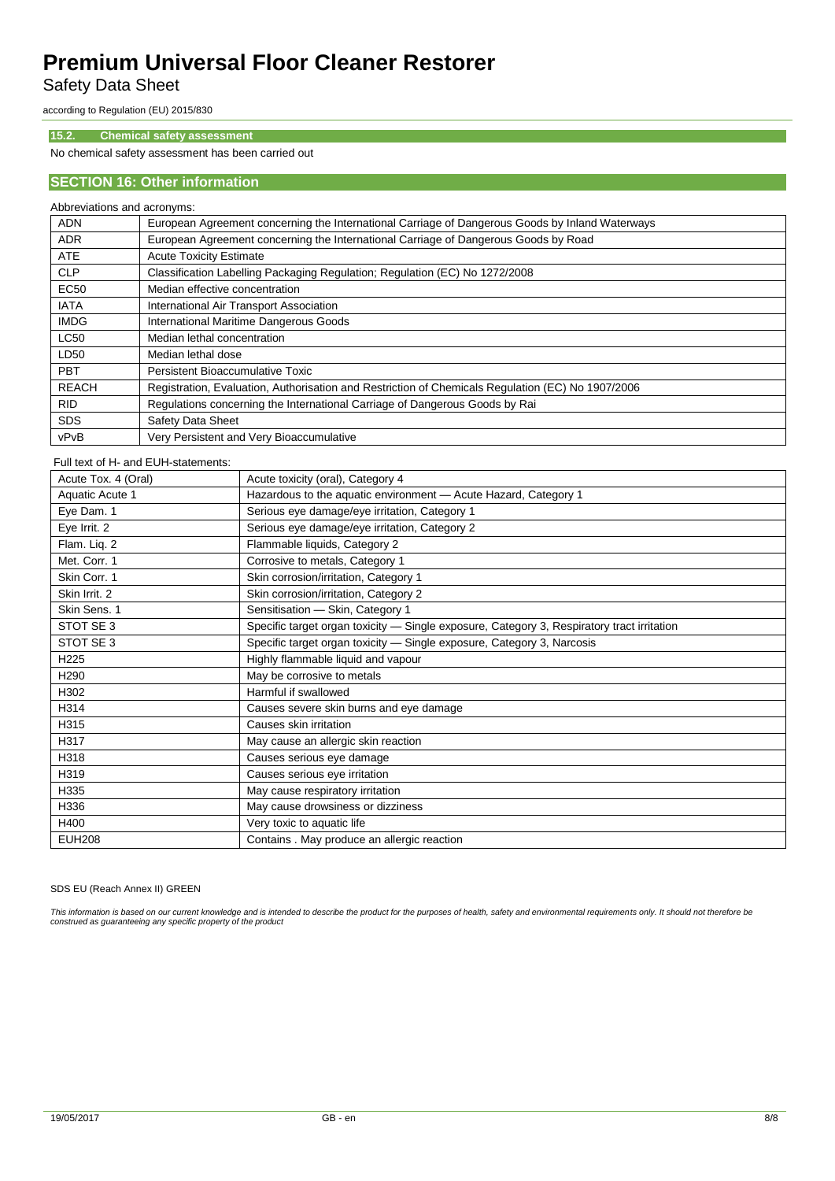#### 15.2. Chemical safety assessment

No chemical safety assessment has been carried out

## SECTION 16: Other information

Abbreviations and acronyms:

| | |
|---|---|
| ADN | European Agreement concerning the International Carriage of Dangerous Goods by Inland Waterways |
| ADR | European Agreement concerning the International Carriage of Dangerous Goods by Road |
| ATE | Acute Toxicity Estimate |
| CLP | Classification Labelling Packaging Regulation; Regulation (EC) No 1272/2008 |
| EC50 | Median effective concentration |
| IATA | International Air Transport Association |
| IMDG | International Maritime Dangerous Goods |
| LC50 | Median lethal concentration |
| LD50 | Median lethal dose |
| PBT | Persistent Bioaccumulative Toxic |
| REACH | Registration, Evaluation, Authorisation and Restriction of Chemicals Regulation (EC) No 1907/2006 |
| RID | Regulations concerning the International Carriage of Dangerous Goods by Rai |
| SDS | Safety Data Sheet |
| vPvB | Very Persistent and Very Bioaccumulative |

Full text of H- and EUH-statements:

| | |
|---|---|
| Acute Tox. 4 (Oral) | Acute toxicity (oral), Category 4 |
| Aquatic Acute 1 | Hazardous to the aquatic environment — Acute Hazard, Category 1 |
| Eye Dam. 1 | Serious eye damage/eye irritation, Category 1 |
| Eye Irrit. 2 | Serious eye damage/eye irritation, Category 2 |
| Flam. Liq. 2 | Flammable liquids, Category 2 |
| Met. Corr. 1 | Corrosive to metals, Category 1 |
| Skin Corr. 1 | Skin corrosion/irritation, Category 1 |
| Skin Irrit. 2 | Skin corrosion/irritation, Category 2 |
| Skin Sens. 1 | Sensitisation — Skin, Category 1 |
| STOT SE 3 | Specific target organ toxicity — Single exposure, Category 3, Respiratory tract irritation |
| STOT SE 3 | Specific target organ toxicity — Single exposure, Category 3, Narcosis |
| H225 | Highly flammable liquid and vapour |
| H290 | May be corrosive to metals |
| H302 | Harmful if swallowed |
| H314 | Causes severe skin burns and eye damage |
| H315 | Causes skin irritation |
| H317 | May cause an allergic skin reaction |
| H318 | Causes serious eye damage |
| H319 | Causes serious eye irritation |
| H335 | May cause respiratory irritation |
| H336 | May cause drowsiness or dizziness |
| H400 | Very toxic to aquatic life |
| EUH208 | Contains . May produce an allergic reaction |

SDS EU (Reach Annex II) GREEN

*This information is based on our current knowledge and is intended to describe the product for the purposes of health, safety and environmental requirements only. It should not therefore be construed as guaranteeing any specific property of the product*